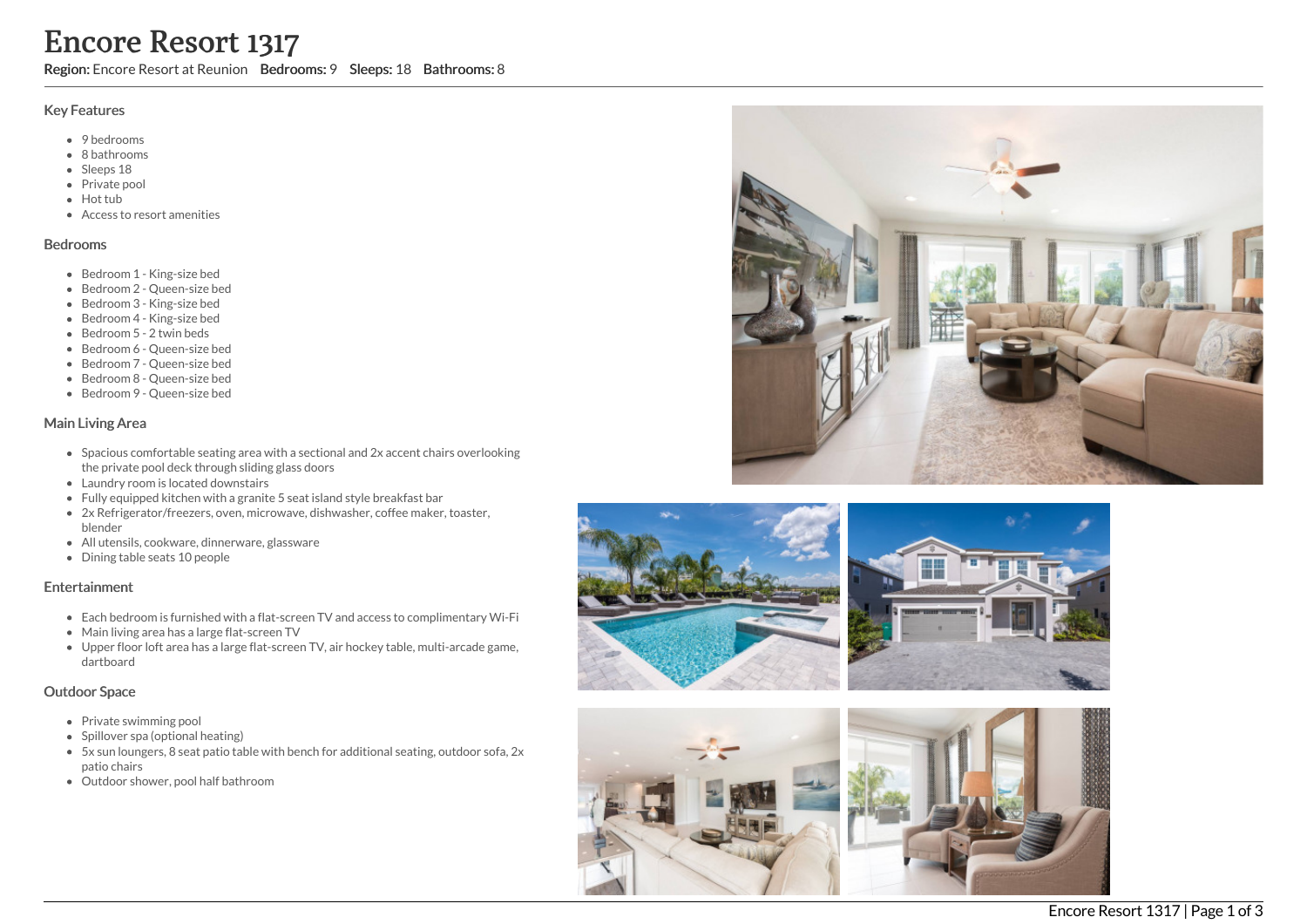# Encore Resort 1317

**Region:** Encore Resort at Reunion **Bedrooms:** 9 **Sleeps:** 18 **Bathrooms:** 8

## Key Features

- 9 bedrooms
- 8 bathrooms
- Sleeps 18
- Private pool
- Hot tub
- Access to resort amenities

## Bedrooms

- Bedroom 1 - King-size bed
- Bedroom 2 - Queen-size bed
- Bedroom 3 - King-size bed
- Bedroom 4 - King-size bed
- Bedroom 5 - 2 twin beds
- Bedroom 6 - Queen-size bed
- Bedroom 7 - Queen-size bed
- Bedroom 8 - Queen-size bed
- Bedroom 9 - Queen-size bed

## Main Living Area

- Spacious comfortable seating area with a sectional and 2x accent chairs overlooking the private pool deck through sliding glass doors
- Laundry room is located downstairs
- Fully equipped kitchen with a granite 5 seat island style breakfast bar
- 2x Refrigerator/freezers, oven, microwave, dishwasher, coffee maker, toaster, blender
- All utensils, cookware, dinnerware, glassware
- Dining table seats 10 people

## Entertainment

- Each bedroom is furnished with a flat-screen TV and access to complimentary Wi-Fi
- Main living area has a large flat-screen TV
- Upper floor loft area has a large flat-screen TV, air hockey table, multi-arcade game, dartboard

## Outdoor Space

- Private swimming pool
- Spillover spa (optional heating)
- 5x sun loungers, 8 seat patio table with bench for additional seating, outdoor sofa, 2x patio chairs
- Outdoor shower, pool half bathroom